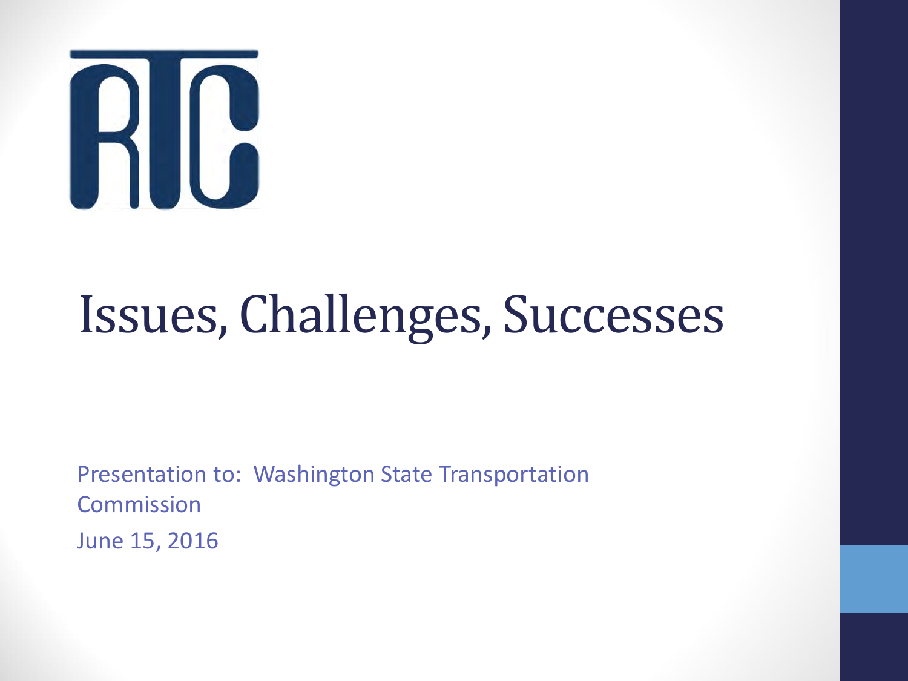RTC

# Issues, Challenges, Successes

Presentation to: Washington State Transportation Commission

June 15, 2016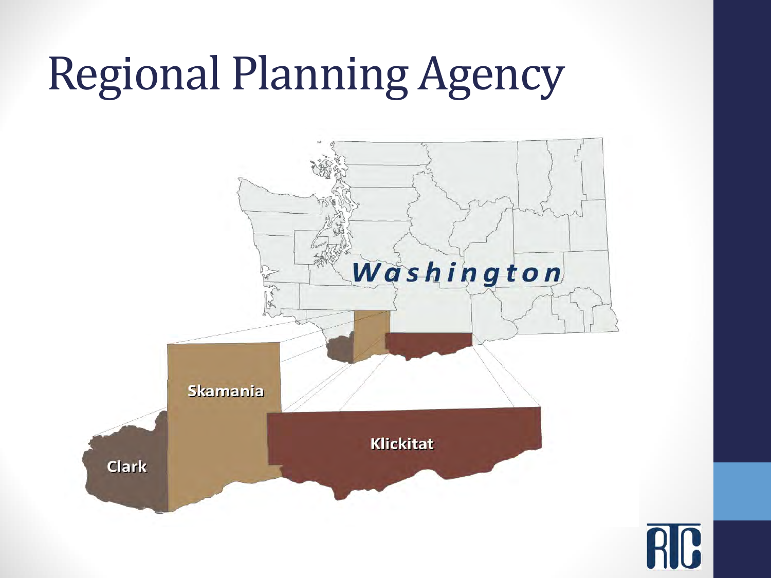# Regional Planning Agency

Washington

Skamania

Klickitat

Clark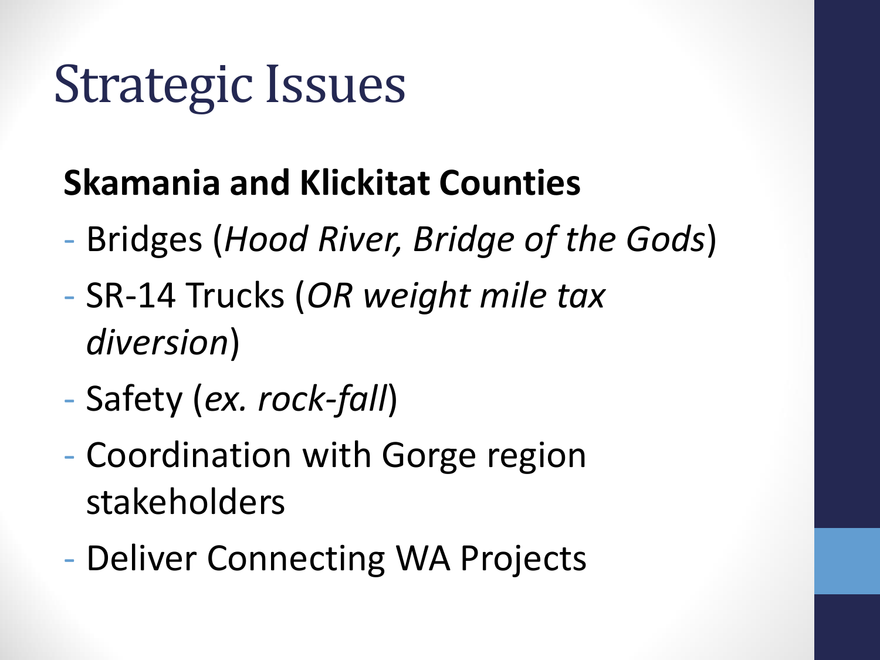# Strategic Issues

**Skamania and Klickitat Counties**

- Bridges (*Hood River, Bridge of the Gods*)
- SR-14 Trucks (*OR weight mile tax diversion*)
- Safety (*ex. rock-fall*)
- Coordination with Gorge region stakeholders
- Deliver Connecting WA Projects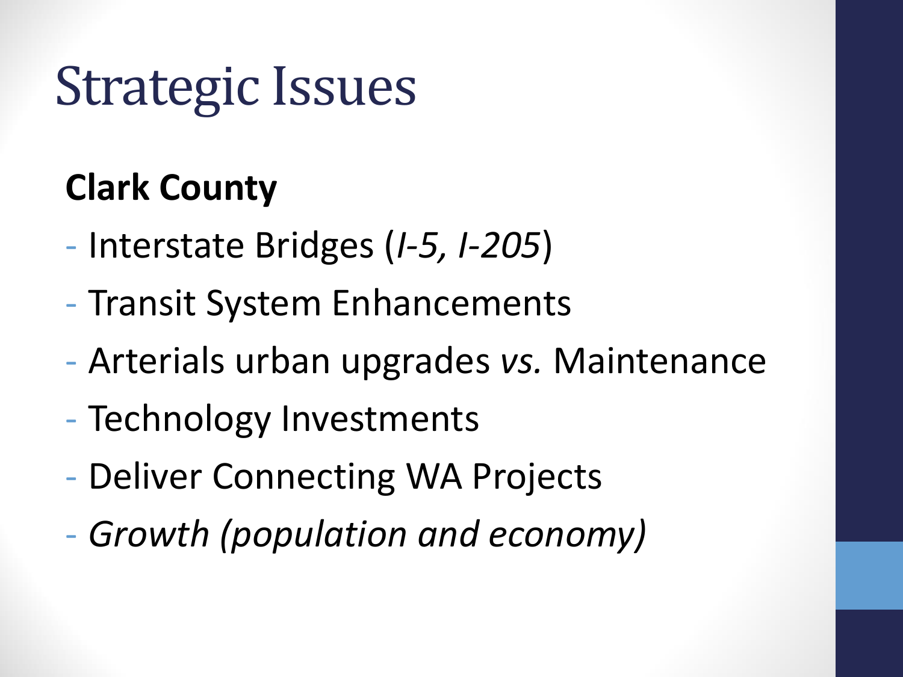# Strategic Issues

**Clark County**

- Interstate Bridges (*I-5, I-205*)
- Transit System Enhancements
- Arterials urban upgrades *vs.* Maintenance
- Technology Investments
- Deliver Connecting WA Projects
- *Growth (population and economy)*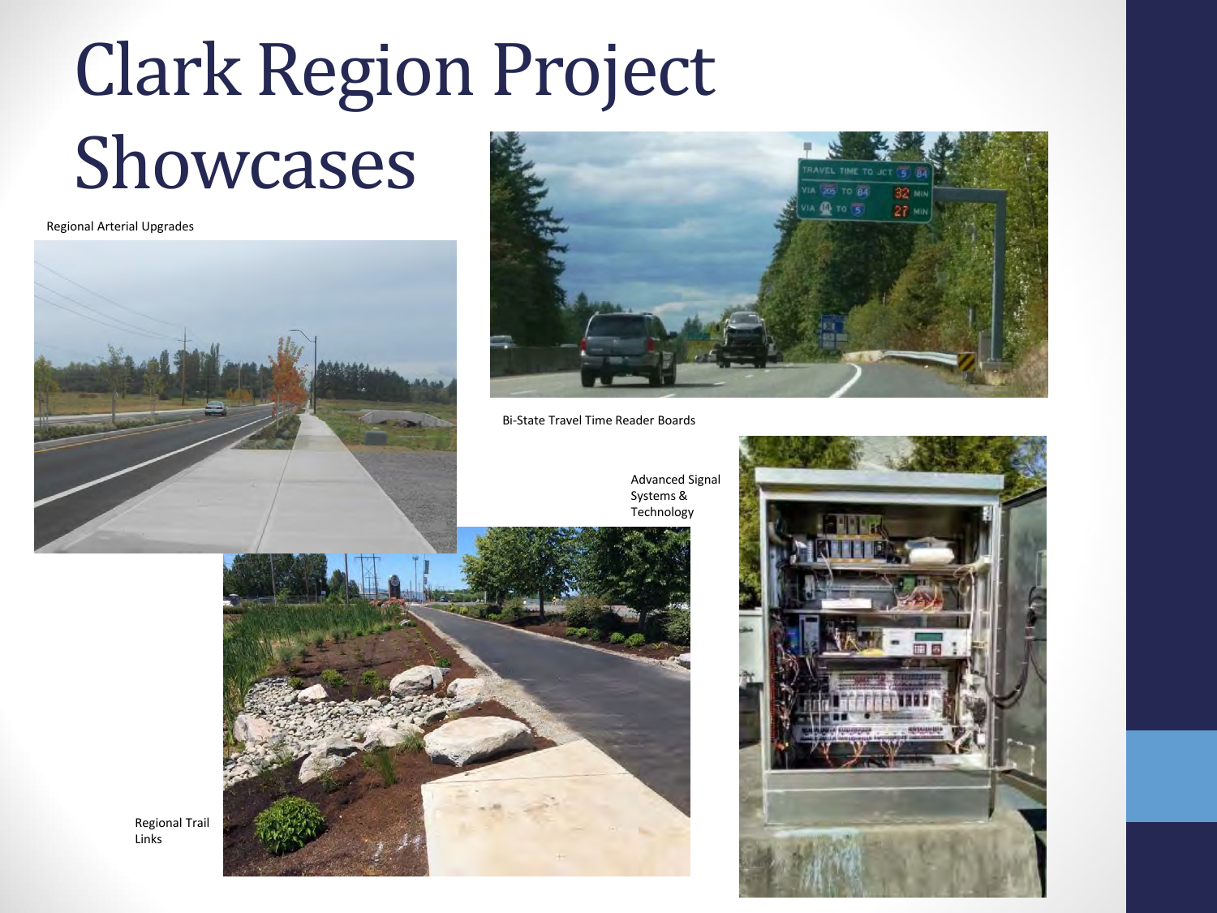# Clark Region Project Showcases

Regional Arterial Upgrades

Bi-State Travel Time Reader Boards

Advanced Signal Systems & Technology

Regional Trail Links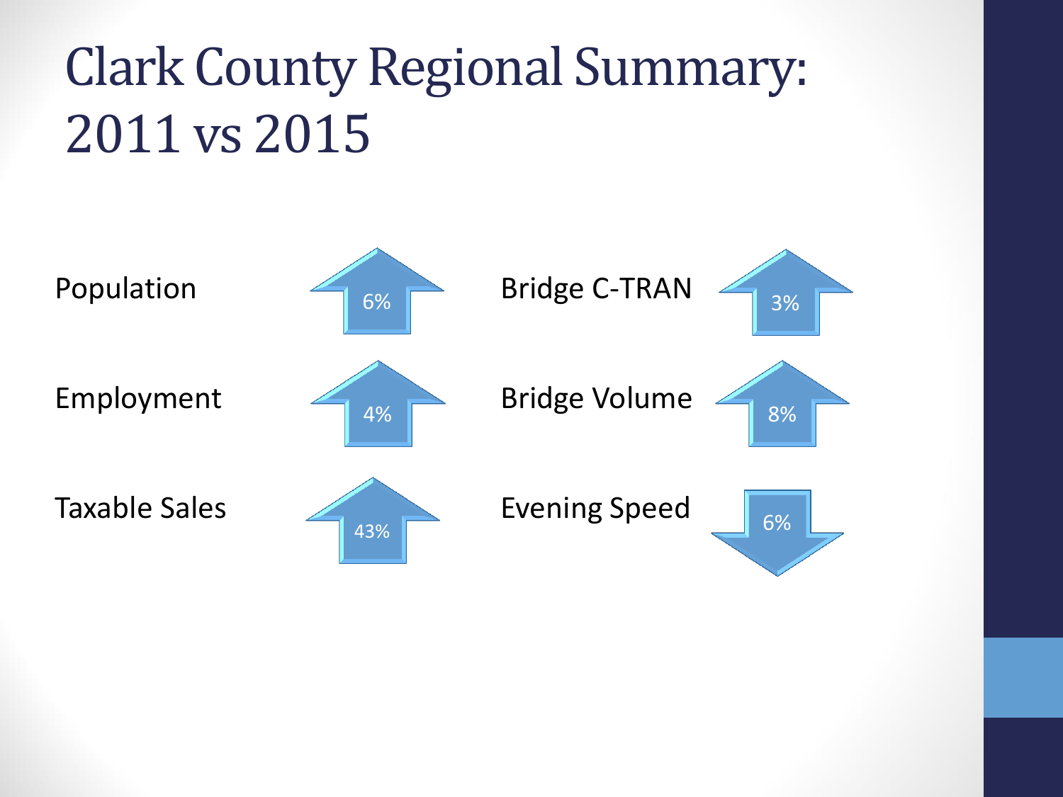# Clark County Regional Summary: 2011 vs 2015

| Measure | Change | Measure | Change |
|---|---|---|---|
| Population | ↑ 6% | Bridge C-TRAN | ↑ 3% |
| Employment | ↑ 4% | Bridge Volume | ↑ 8% |
| Taxable Sales | ↑ 43% | Evening Speed | ↓ 6% |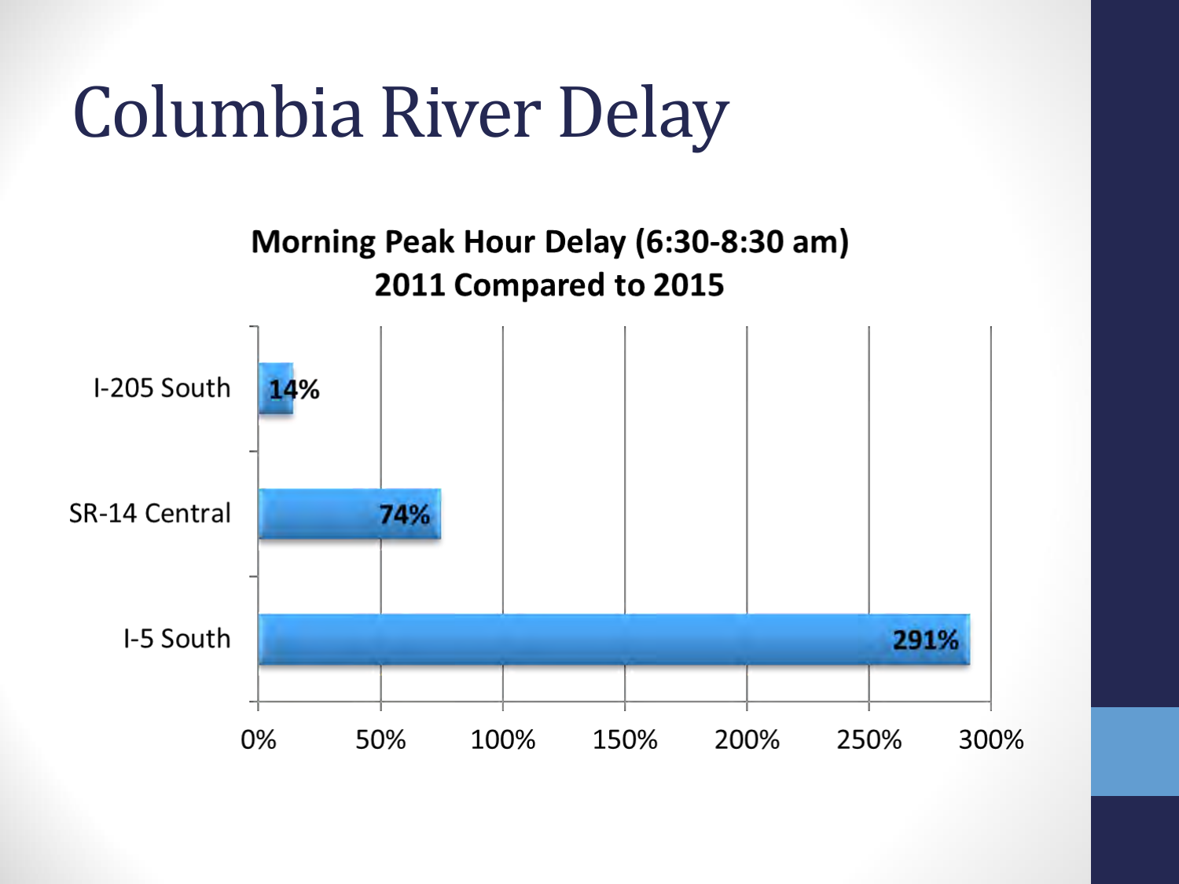# Columbia River Delay

**Morning Peak Hour Delay (6:30-8:30 am)**
**2011 Compared to 2015**

| Corridor | Increase in Delay |
|---|---|
| I-205 South | 14% |
| SR-14 Central | 74% |
| I-5 South | 291% |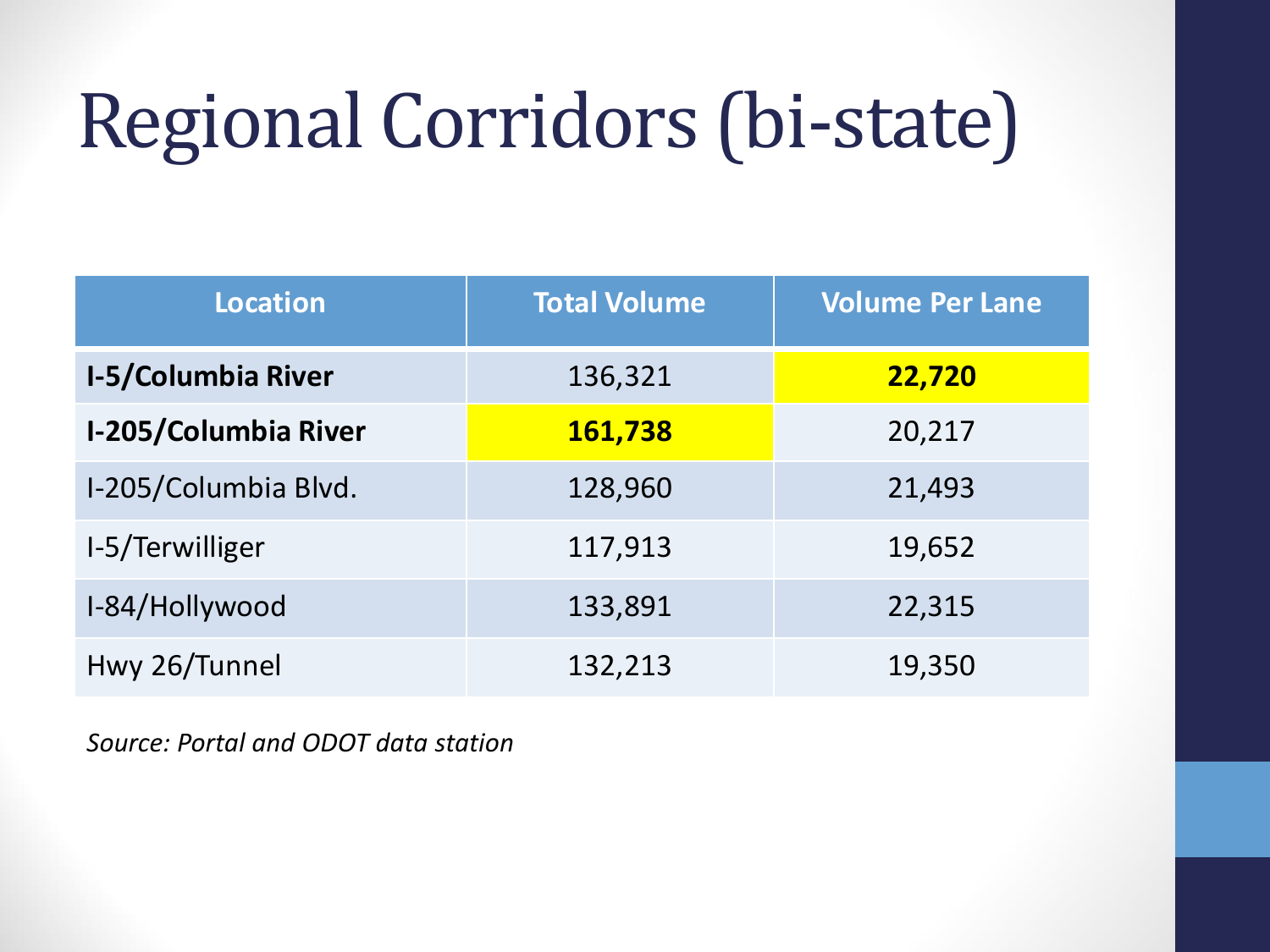# Regional Corridors (bi-state)

| Location | Total Volume | Volume Per Lane |
|---|---|---|
| **I-5/Columbia River** | 136,321 | **22,720** |
| **I-205/Columbia River** | **161,738** | 20,217 |
| I-205/Columbia Blvd. | 128,960 | 21,493 |
| I-5/Terwilliger | 117,913 | 19,652 |
| I-84/Hollywood | 133,891 | 22,315 |
| Hwy 26/Tunnel | 132,213 | 19,350 |

*Source: Portal and ODOT data station*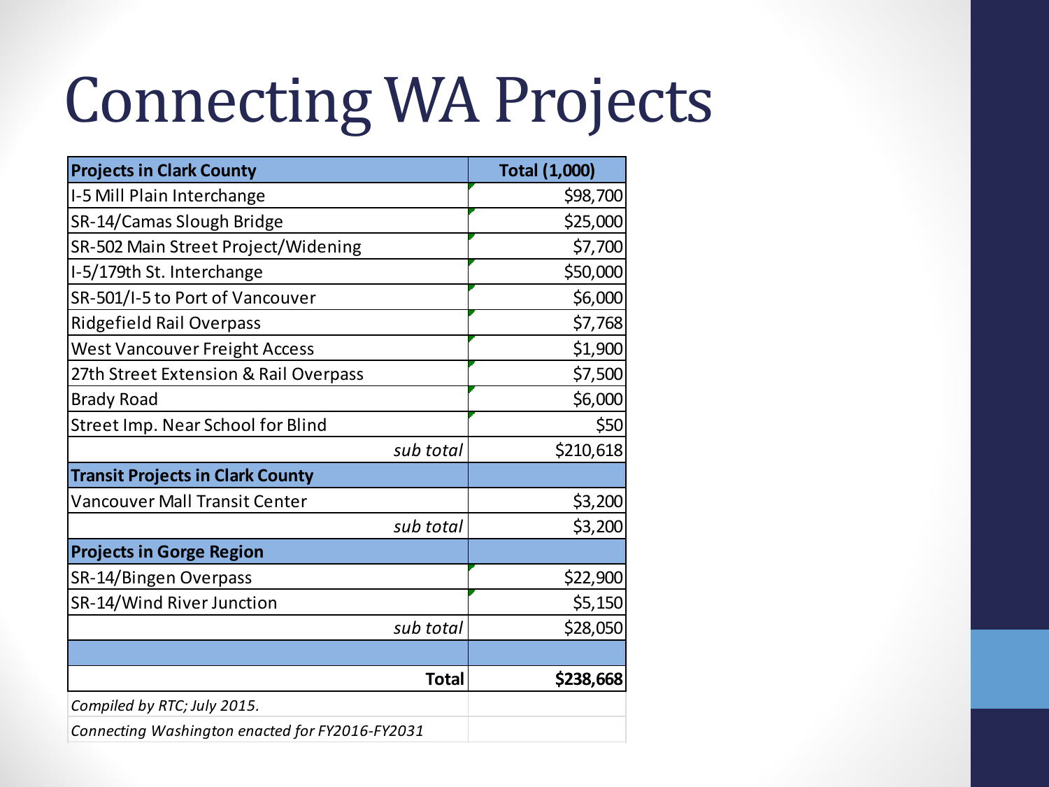# Connecting WA Projects

| Projects in Clark County | Total (1,000) |
|---|---|
| I-5 Mill Plain Interchange | $98,700 |
| SR-14/Camas Slough Bridge | $25,000 |
| SR-502 Main Street Project/Widening | $7,700 |
| I-5/179th St. Interchange | $50,000 |
| SR-501/I-5 to Port of Vancouver | $6,000 |
| Ridgefield Rail Overpass | $7,768 |
| West Vancouver Freight Access | $1,900 |
| 27th Street Extension & Rail Overpass | $7,500 |
| Brady Road | $6,000 |
| Street Imp. Near School for Blind | $50 |
| *sub total* | $210,618 |
| **Transit Projects in Clark County** | |
| Vancouver Mall Transit Center | $3,200 |
| *sub total* | $3,200 |
| **Projects in Gorge Region** | |
| SR-14/Bingen Overpass | $22,900 |
| SR-14/Wind River Junction | $5,150 |
| *sub total* | $28,050 |
| | |
| **Total** | **$238,668** |

*Compiled by RTC; July 2015.*

*Connecting Washington enacted for FY2016-FY2031*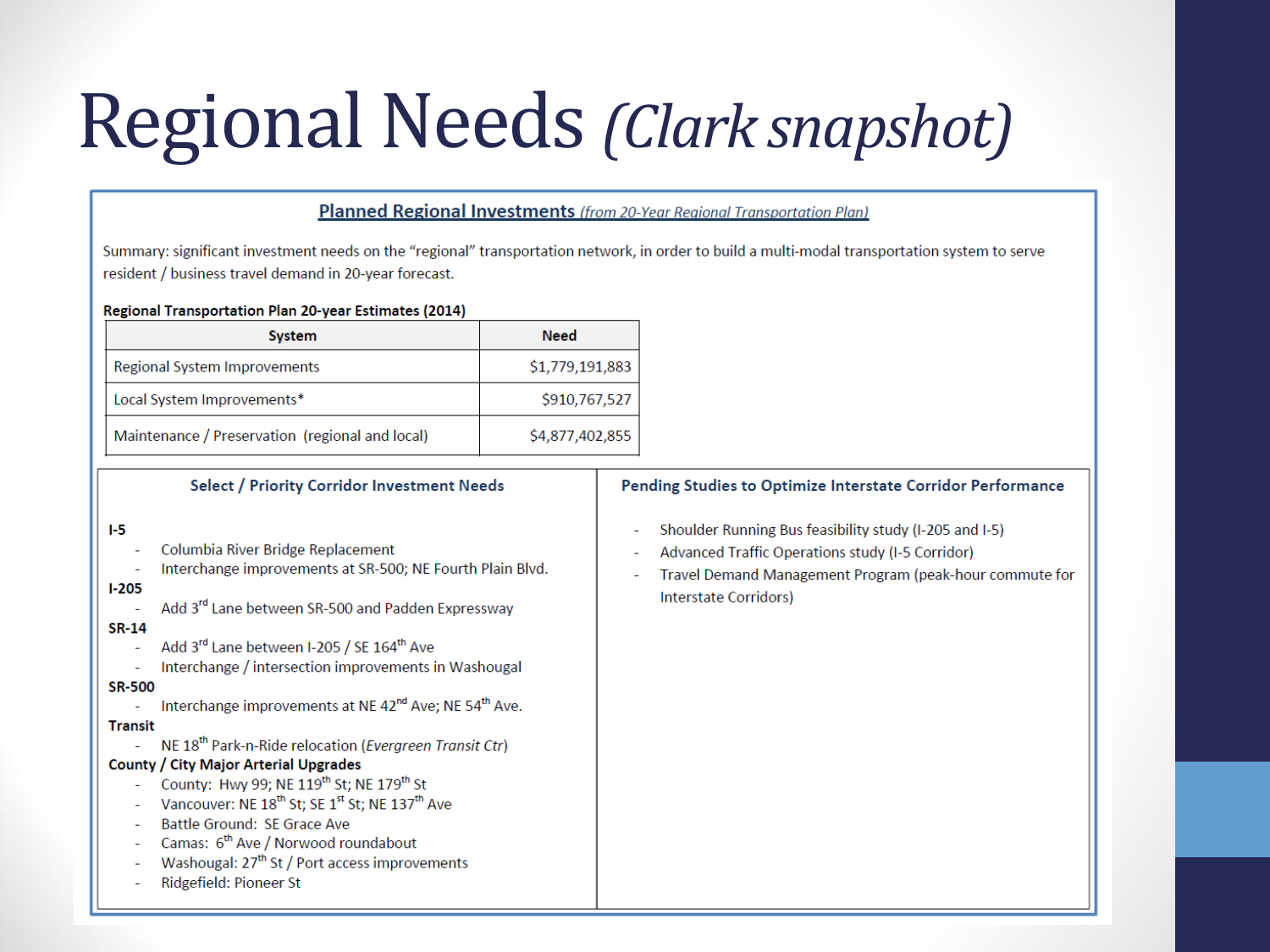# Regional Needs *(Clark snapshot)*

## Planned Regional Investments *(from 20-Year Regional Transportation Plan)*

Summary: significant investment needs on the "regional" transportation network, in order to build a multi-modal transportation system to serve resident / business travel demand in 20-year forecast.

**Regional Transportation Plan 20-year Estimates (2014)**

| System | Need |
|---|---|
| Regional System Improvements | $1,779,191,883 |
| Local System Improvements* | $910,767,527 |
| Maintenance / Preservation (regional and local) | $4,877,402,855 |

### Select / Priority Corridor Investment Needs

**I-5**
- Columbia River Bridge Replacement
- Interchange improvements at SR-500; NE Fourth Plain Blvd.

**I-205**
- Add 3rd Lane between SR-500 and Padden Expressway

**SR-14**
- Add 3rd Lane between I-205 / SE 164th Ave
- Interchange / intersection improvements in Washougal

**SR-500**
- Interchange improvements at NE 42nd Ave; NE 54th Ave.

**Transit**
- NE 18th Park-n-Ride relocation *(Evergreen Transit Ctr)*

**County / City Major Arterial Upgrades**
- County: Hwy 99; NE 119th St; NE 179th St
- Vancouver: NE 18th St; SE 1st St; NE 137th Ave
- Battle Ground: SE Grace Ave
- Camas: 6th Ave / Norwood roundabout
- Washougal: 27th St / Port access improvements
- Ridgefield: Pioneer St

### Pending Studies to Optimize Interstate Corridor Performance

- Shoulder Running Bus feasibility study (I-205 and I-5)
- Advanced Traffic Operations study (I-5 Corridor)
- Travel Demand Management Program (peak-hour commute for Interstate Corridors)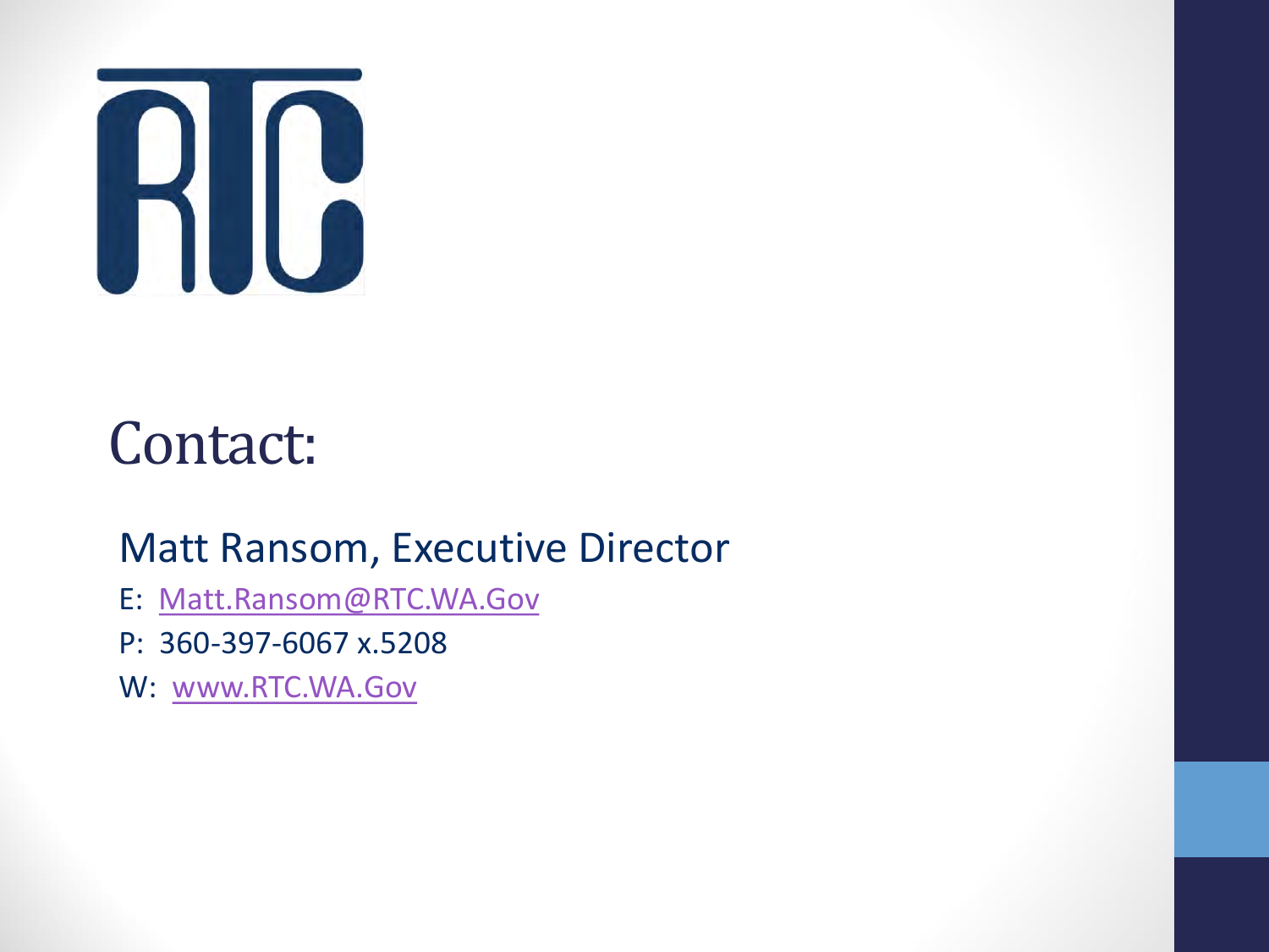RTC

# Contact:

## Matt Ransom, Executive Director

E: Matt.Ransom@RTC.WA.Gov

P: 360-397-6067 x.5208

W: www.RTC.WA.Gov